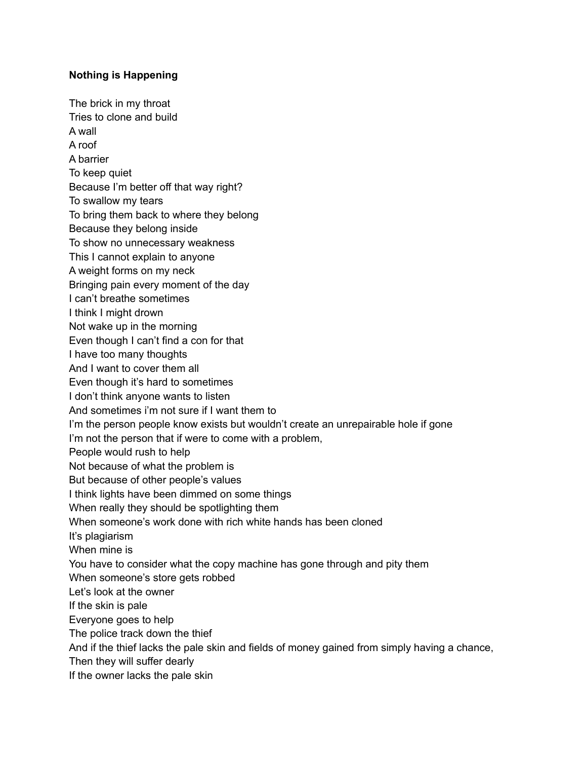**Nothing is Happening**

The brick in my throat
Tries to clone and build
A wall
A roof
A barrier
To keep quiet
Because I'm better off that way right?
To swallow my tears
To bring them back to where they belong
Because they belong inside
To show no unnecessary weakness
This I cannot explain to anyone
A weight forms on my neck
Bringing pain every moment of the day
I can't breathe sometimes
I think I might drown
Not wake up in the morning
Even though I can't find a con for that
I have too many thoughts
And I want to cover them all
Even though it's hard to sometimes
I don't think anyone wants to listen
And sometimes i'm not sure if I want them to
I'm the person people know exists but wouldn't create an unrepairable hole if gone
I'm not the person that if were to come with a problem,
People would rush to help
Not because of what the problem is
But because of other people's values
I think lights have been dimmed on some things
When really they should be spotlighting them
When someone's work done with rich white hands has been cloned
It's plagiarism
When mine is
You have to consider what the copy machine has gone through and pity them
When someone's store gets robbed
Let's look at the owner
If the skin is pale
Everyone goes to help
The police track down the thief
And if the thief lacks the pale skin and fields of money gained from simply having a chance,
Then they will suffer dearly
If the owner lacks the pale skin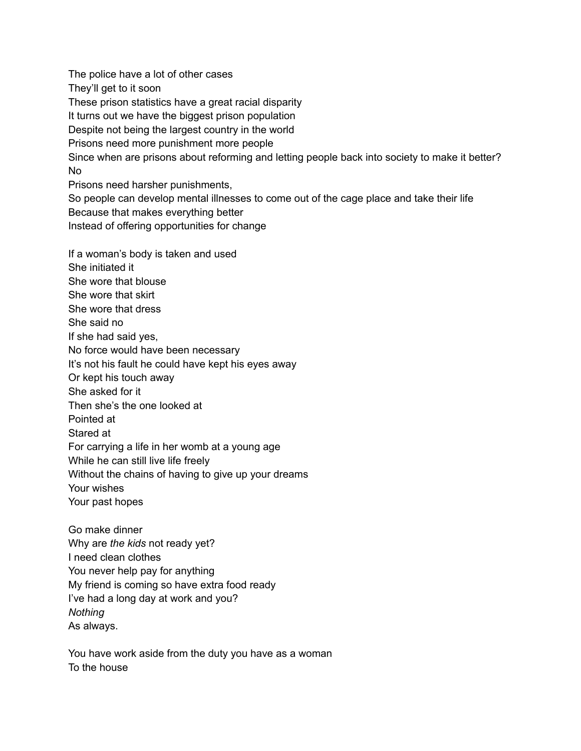The police have a lot of other cases
They'll get to it soon
These prison statistics have a great racial disparity
It turns out we have the biggest prison population
Despite not being the largest country in the world
Prisons need more punishment more people
Since when are prisons about reforming and letting people back into society to make it better?
No
Prisons need harsher punishments,
So people can develop mental illnesses to come out of the cage place and take their life
Because that makes everything better
Instead of offering opportunities for change

If a woman's body is taken and used
She initiated it
She wore that blouse
She wore that skirt
She wore that dress
She said no
If she had said yes,
No force would have been necessary
It's not his fault he could have kept his eyes away
Or kept his touch away
She asked for it
Then she's the one looked at
Pointed at
Stared at
For carrying a life in her womb at a young age
While he can still live life freely
Without the chains of having to give up your dreams
Your wishes
Your past hopes

Go make dinner
Why are *the kids* not ready yet?
I need clean clothes
You never help pay for anything
My friend is coming so have extra food ready
I've had a long day at work and you?
*Nothing*
As always.

You have work aside from the duty you have as a woman
To the house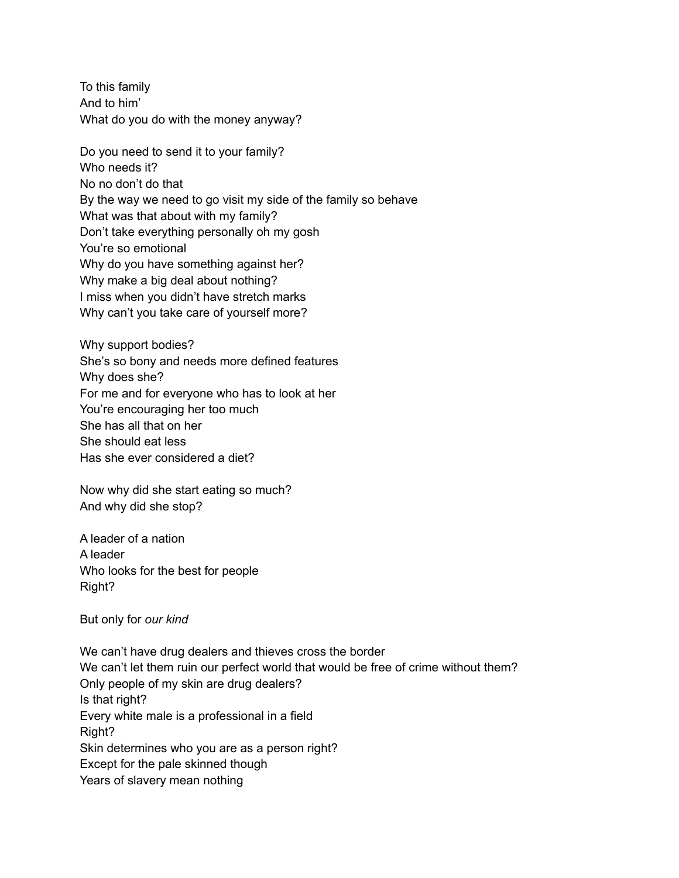To this family  
And to him'  
What do you do with the money anyway?

Do you need to send it to your family?  
Who needs it?  
No no don't do that  
By the way we need to go visit my side of the family so behave  
What was that about with my family?  
Don't take everything personally oh my gosh  
You're so emotional  
Why do you have something against her?  
Why make a big deal about nothing?  
I miss when you didn't have stretch marks  
Why can't you take care of yourself more?

Why support bodies?  
She's so bony and needs more defined features  
Why does she?  
For me and for everyone who has to look at her  
You're encouraging her too much  
She has all that on her  
She should eat less  
Has she ever considered a diet?

Now why did she start eating so much?  
And why did she stop?

A leader of a nation  
A leader  
Who looks for the best for people  
Right?

But only for *our kind*

We can't have drug dealers and thieves cross the border  
We can't let them ruin our perfect world that would be free of crime without them?  
Only people of my skin are drug dealers?  
Is that right?  
Every white male is a professional in a field  
Right?  
Skin determines who you are as a person right?  
Except for the pale skinned though  
Years of slavery mean nothing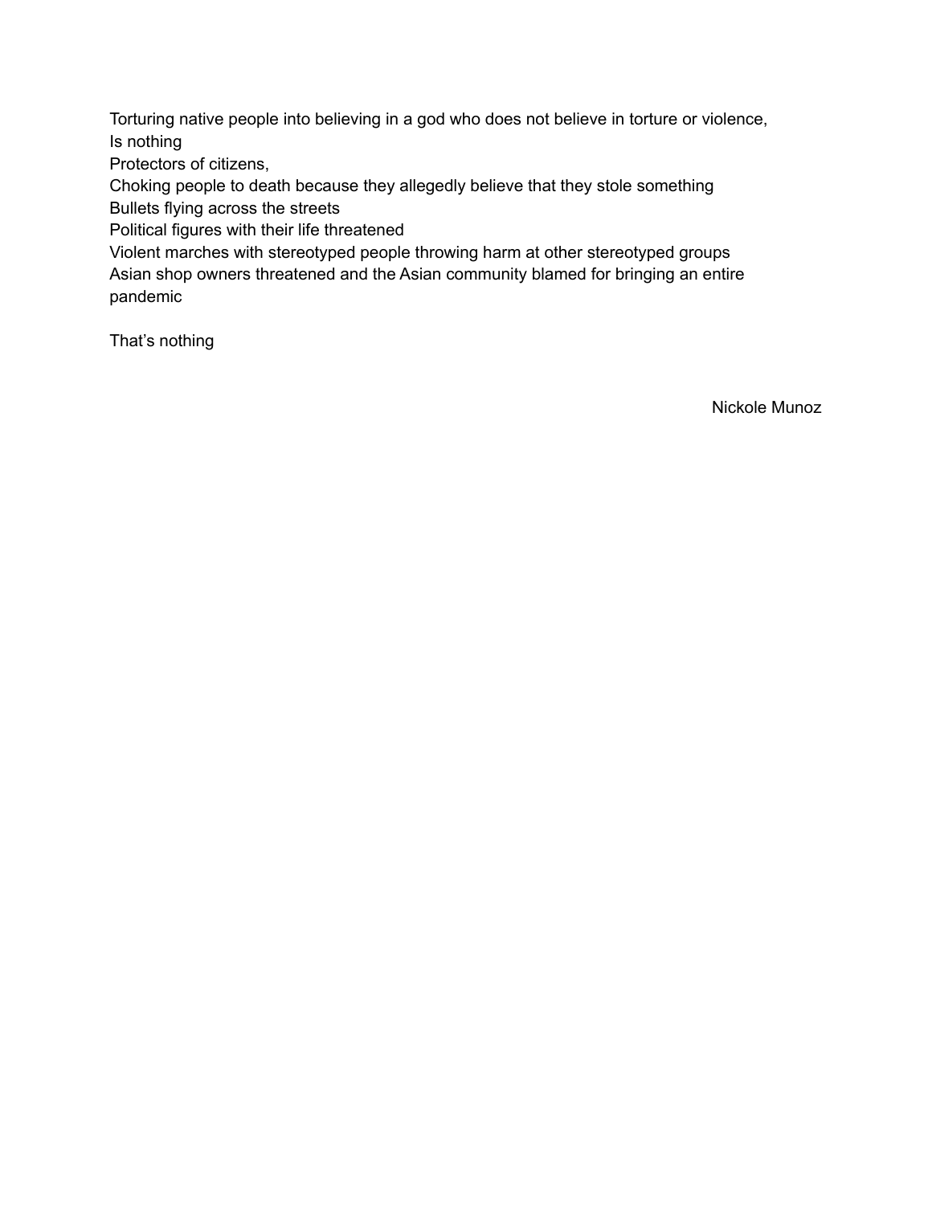Torturing native people into believing in a god who does not believe in torture or violence,
Is nothing
Protectors of citizens,
Choking people to death because they allegedly believe that they stole something
Bullets flying across the streets
Political figures with their life threatened
Violent marches with stereotyped people throwing harm at other stereotyped groups
Asian shop owners threatened and the Asian community blamed for bringing an entire pandemic

That's nothing

Nickole Munoz